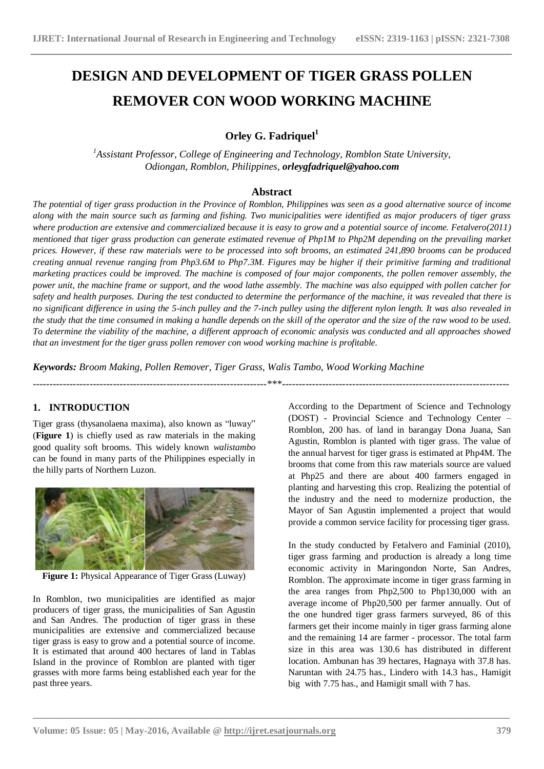# DESIGN AND DEVELOPMENT OF TIGER GRASS POLLEN REMOVER CON WOOD WORKING MACHINE

**Orley G. Fadriquel**[1]

*[1]Assistant Professor, College of Engineering and Technology, Romblon State University, Odiongan, Romblon, Philippines,* ***orleygfadriquel@yahoo.com***

## Abstract

*The potential of tiger grass production in the Province of Romblon, Philippines was seen as a good alternative source of income along with the main source such as farming and fishing. Two municipalities were identified as major producers of tiger grass where production are extensive and commercialized because it is easy to grow and a potential source of income. Fetalvero(2011) mentioned that tiger grass production can generate estimated revenue of Php1M to Php2M depending on the prevailing market prices. However, if these raw materials were to be processed into soft brooms, an estimated 241,890 brooms can be produced creating annual revenue ranging from Php3.6M to Php7.3M. Figures may be higher if their primitive farming and traditional marketing practices could be improved. The machine is composed of four major components, the pollen remover assembly, the power unit, the machine frame or support, and the wood lathe assembly. The machine was also equipped with pollen catcher for safety and health purposes. During the test conducted to determine the performance of the machine, it was revealed that there is no significant difference in using the 5-inch pulley and the 7-inch pulley using the different nylon length. It was also revealed in the study that the time consumed in making a handle depends on the skill of the operator and the size of the raw wood to be used. To determine the viability of the machine, a different approach of economic analysis was conducted and all approaches showed that an investment for the tiger grass pollen remover con wood working machine is profitable.*

***Keywords:*** *Broom Making, Pollen Remover, Tiger Grass, Walis Tambo, Wood Working Machine*

---

## 1. INTRODUCTION

Tiger grass (thysanolaena maxima), also known as "luway" (**Figure 1**) is chiefly used as raw materials in the making good quality soft brooms. This widely known *walistambo* can be found in many parts of the Philippines especially in the hilly parts of Northern Luzon.

**Figure 1:** Physical Appearance of Tiger Grass (Luway)

In Romblon, two municipalities are identified as major producers of tiger grass, the municipalities of San Agustin and San Andres. The production of tiger grass in these municipalities are extensive and commercialized because tiger grass is easy to grow and a potential source of income. It is estimated that around 400 hectares of land in Tablas Island in the province of Romblon are planted with tiger grasses with more farms being established each year for the past three years.

According to the Department of Science and Technology (DOST) - Provincial Science and Technology Center – Romblon, 200 has. of land in barangay Dona Juana, San Agustin, Romblon is planted with tiger grass. The value of the annual harvest for tiger grass is estimated at Php4M. The brooms that come from this raw materials source are valued at Php25 and there are about 400 farmers engaged in planting and harvesting this crop. Realizing the potential of the industry and the need to modernize production, the Mayor of San Agustin implemented a project that would provide a common service facility for processing tiger grass.

In the study conducted by Fetalvero and Faminial (2010), tiger grass farming and production is already a long time economic activity in Maringondon Norte, San Andres, Romblon. The approximate income in tiger grass farming in the area ranges from Php2,500 to Php130,000 with an average income of Php20,500 per farmer annually. Out of the one hundred tiger grass farmers surveyed, 86 of this farmers get their income mainly in tiger grass farming alone and the remaining 14 are farmer - processor. The total farm size in this area was 130.6 has distributed in different location. Ambunan has 39 hectares, Hagnaya with 37.8 has. Naruntan with 24.75 has., Lindero with 14.3 has., Hamigit big with 7.75 has., and Hamigit small with 7 has.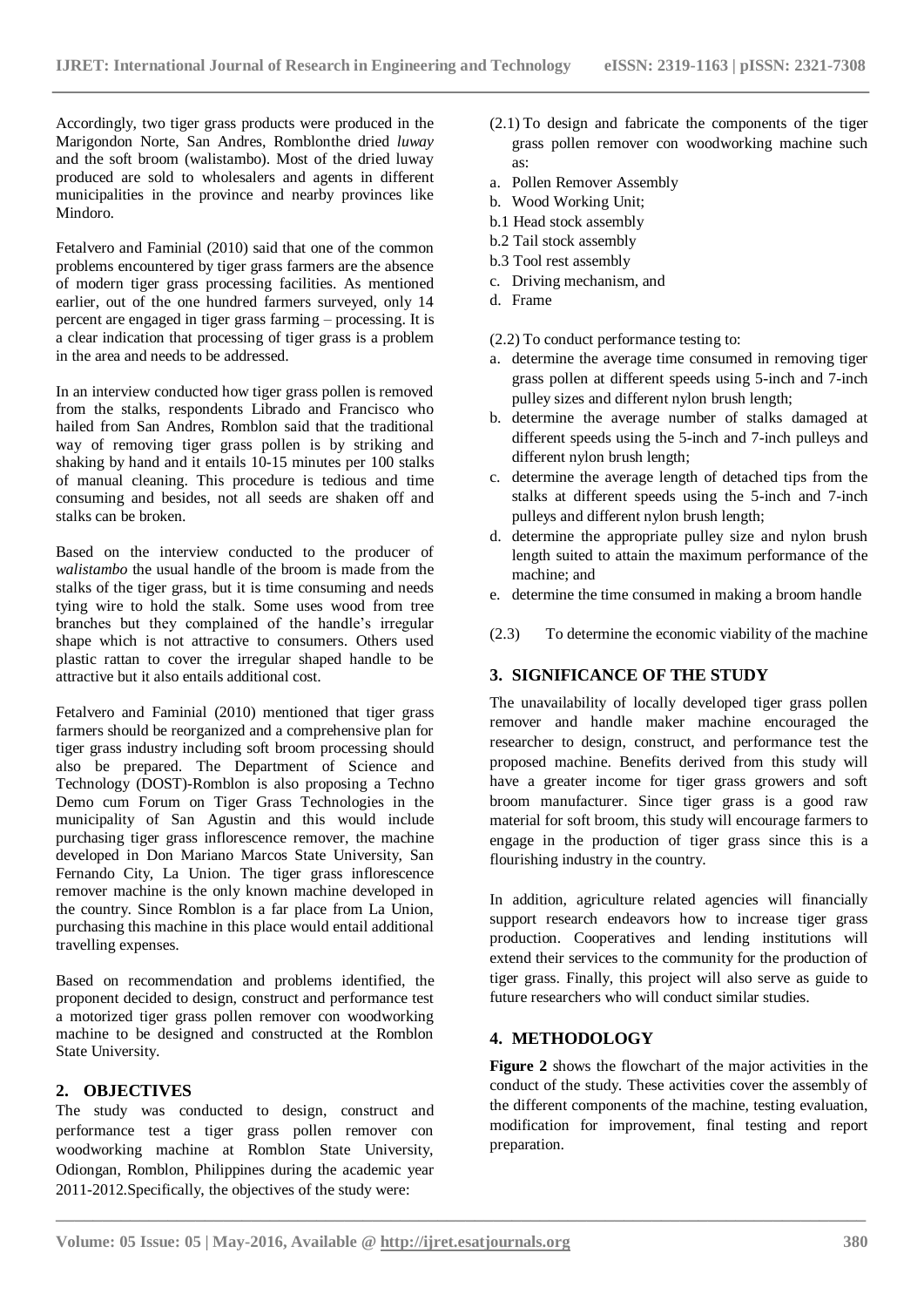Accordingly, two tiger grass products were produced in the Marigondon Norte, San Andres, Romblonthe dried *luway* and the soft broom (walistambo). Most of the dried luway produced are sold to wholesalers and agents in different municipalities in the province and nearby provinces like Mindoro.

Fetalvero and Faminial (2010) said that one of the common problems encountered by tiger grass farmers are the absence of modern tiger grass processing facilities. As mentioned earlier, out of the one hundred farmers surveyed, only 14 percent are engaged in tiger grass farming – processing. It is a clear indication that processing of tiger grass is a problem in the area and needs to be addressed.

In an interview conducted how tiger grass pollen is removed from the stalks, respondents Librado and Francisco who hailed from San Andres, Romblon said that the traditional way of removing tiger grass pollen is by striking and shaking by hand and it entails 10-15 minutes per 100 stalks of manual cleaning. This procedure is tedious and time consuming and besides, not all seeds are shaken off and stalks can be broken.

Based on the interview conducted to the producer of *walistambo* the usual handle of the broom is made from the stalks of the tiger grass, but it is time consuming and needs tying wire to hold the stalk. Some uses wood from tree branches but they complained of the handle's irregular shape which is not attractive to consumers. Others used plastic rattan to cover the irregular shaped handle to be attractive but it also entails additional cost.

Fetalvero and Faminial (2010) mentioned that tiger grass farmers should be reorganized and a comprehensive plan for tiger grass industry including soft broom processing should also be prepared. The Department of Science and Technology (DOST)-Romblon is also proposing a Techno Demo cum Forum on Tiger Grass Technologies in the municipality of San Agustin and this would include purchasing tiger grass inflorescence remover, the machine developed in Don Mariano Marcos State University, San Fernando City, La Union. The tiger grass inflorescence remover machine is the only known machine developed in the country. Since Romblon is a far place from La Union, purchasing this machine in this place would entail additional travelling expenses.

Based on recommendation and problems identified, the proponent decided to design, construct and performance test a motorized tiger grass pollen remover con woodworking machine to be designed and constructed at the Romblon State University.

## 2. OBJECTIVES

The study was conducted to design, construct and performance test a tiger grass pollen remover con woodworking machine at Romblon State University, Odiongan, Romblon, Philippines during the academic year 2011-2012.Specifically, the objectives of the study were:

(2.1) To design and fabricate the components of the tiger grass pollen remover con woodworking machine such as:

a. Pollen Remover Assembly
b. Wood Working Unit;
b.1 Head stock assembly
b.2 Tail stock assembly
b.3 Tool rest assembly
c. Driving mechanism, and
d. Frame

(2.2) To conduct performance testing to:

a. determine the average time consumed in removing tiger grass pollen at different speeds using 5-inch and 7-inch pulley sizes and different nylon brush length;
b. determine the average number of stalks damaged at different speeds using the 5-inch and 7-inch pulleys and different nylon brush length;
c. determine the average length of detached tips from the stalks at different speeds using the 5-inch and 7-inch pulleys and different nylon brush length;
d. determine the appropriate pulley size and nylon brush length suited to attain the maximum performance of the machine; and
e. determine the time consumed in making a broom handle

(2.3) To determine the economic viability of the machine

## 3. SIGNIFICANCE OF THE STUDY

The unavailability of locally developed tiger grass pollen remover and handle maker machine encouraged the researcher to design, construct, and performance test the proposed machine. Benefits derived from this study will have a greater income for tiger grass growers and soft broom manufacturer. Since tiger grass is a good raw material for soft broom, this study will encourage farmers to engage in the production of tiger grass since this is a flourishing industry in the country.

In addition, agriculture related agencies will financially support research endeavors how to increase tiger grass production. Cooperatives and lending institutions will extend their services to the community for the production of tiger grass. Finally, this project will also serve as guide to future researchers who will conduct similar studies.

## 4. METHODOLOGY

**Figure 2** shows the flowchart of the major activities in the conduct of the study. These activities cover the assembly of the different components of the machine, testing evaluation, modification for improvement, final testing and report preparation.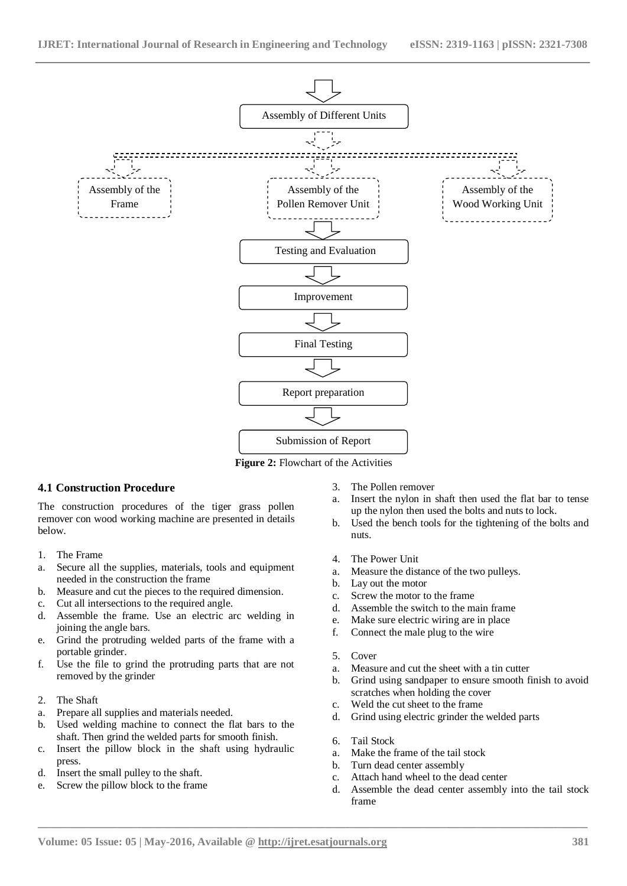Assembly of Different Units

Assembly of the Frame | Assembly of the Pollen Remover Unit | Assembly of the Wood Working Unit

Testing and Evaluation

Improvement

Final Testing

Report preparation

Submission of Report

**Figure 2:** Flowchart of the Activities

### 4.1 Construction Procedure

The construction procedures of the tiger grass pollen remover con wood working machine are presented in details below.

1. The Frame
   a. Secure all the supplies, materials, tools and equipment needed in the construction the frame
   b. Measure and cut the pieces to the required dimension.
   c. Cut all intersections to the required angle.
   d. Assemble the frame. Use an electric arc welding in joining the angle bars.
   e. Grind the protruding welded parts of the frame with a portable grinder.
   f. Use the file to grind the protruding parts that are not removed by the grinder

2. The Shaft
   a. Prepare all supplies and materials needed.
   b. Used welding machine to connect the flat bars to the shaft. Then grind the welded parts for smooth finish.
   c. Insert the pillow block in the shaft using hydraulic press.
   d. Insert the small pulley to the shaft.
   e. Screw the pillow block to the frame

3. The Pollen remover
   a. Insert the nylon in shaft then used the flat bar to tense up the nylon then used the bolts and nuts to lock.
   b. Used the bench tools for the tightening of the bolts and nuts.

4. The Power Unit
   a. Measure the distance of the two pulleys.
   b. Lay out the motor
   c. Screw the motor to the frame
   d. Assemble the switch to the main frame
   e. Make sure electric wiring are in place
   f. Connect the male plug to the wire

5. Cover
   a. Measure and cut the sheet with a tin cutter
   b. Grind using sandpaper to ensure smooth finish to avoid scratches when holding the cover
   c. Weld the cut sheet to the frame
   d. Grind using electric grinder the welded parts

6. Tail Stock
   a. Make the frame of the tail stock
   b. Turn dead center assembly
   c. Attach hand wheel to the dead center
   d. Assemble the dead center assembly into the tail stock frame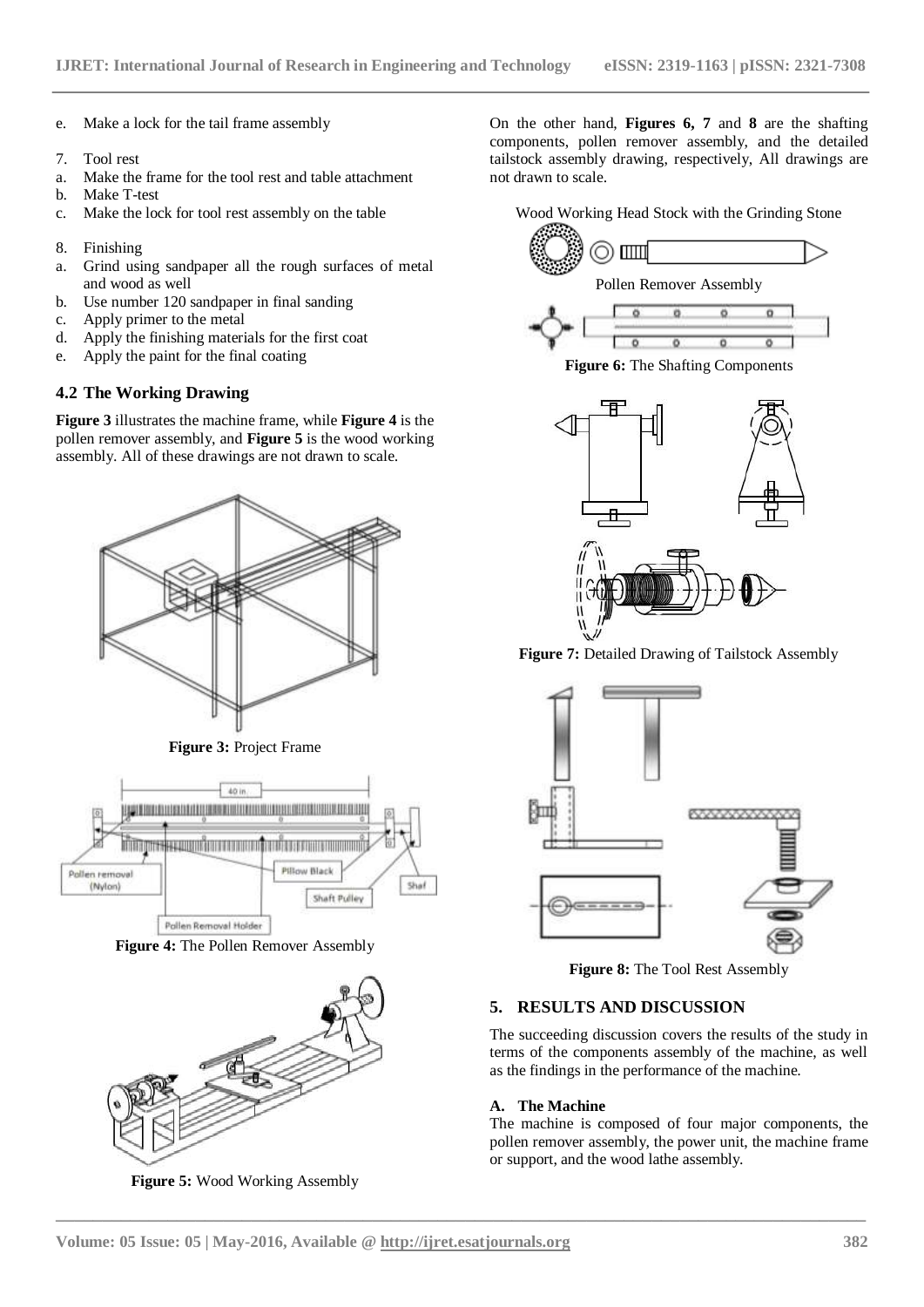e. Make a lock for the tail frame assembly

7. Tool rest
a. Make the frame for the tool rest and table attachment
b. Make T-test
c. Make the lock for tool rest assembly on the table

8. Finishing
a. Grind using sandpaper all the rough surfaces of metal and wood as well
b. Use number 120 sandpaper in final sanding
c. Apply primer to the metal
d. Apply the finishing materials for the first coat
e. Apply the paint for the final coating

## 4.2 The Working Drawing

**Figure 3** illustrates the machine frame, while **Figure 4** is the pollen remover assembly, and **Figure 5** is the wood working assembly. All of these drawings are not drawn to scale.

**Figure 3:** Project Frame

**Figure 4:** The Pollen Remover Assembly

**Figure 5:** Wood Working Assembly

On the other hand, **Figures 6, 7** and **8** are the shafting components, pollen remover assembly, and the detailed tailstock assembly drawing, respectively, All drawings are not drawn to scale.

**Figure 6:** The Shafting Components

**Figure 7:** Detailed Drawing of Tailstock Assembly

**Figure 8:** The Tool Rest Assembly

## 5. RESULTS AND DISCUSSION

The succeeding discussion covers the results of the study in terms of the components assembly of the machine, as well as the findings in the performance of the machine.

### A. The Machine

The machine is composed of four major components, the pollen remover assembly, the power unit, the machine frame or support, and the wood lathe assembly.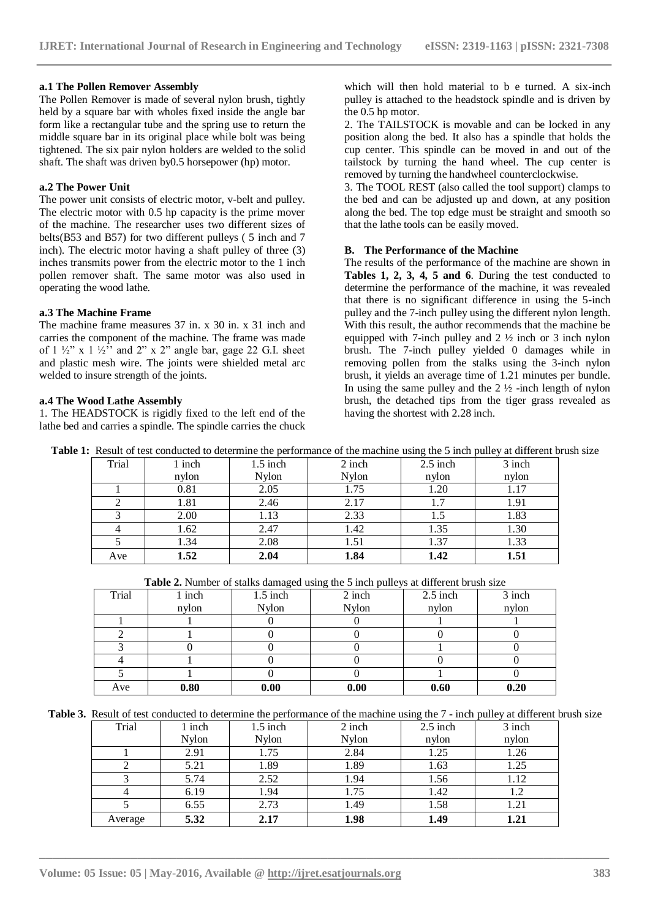#### a.1 The Pollen Remover Assembly

The Pollen Remover is made of several nylon brush, tightly held by a square bar with wholes fixed inside the angle bar form like a rectangular tube and the spring use to return the middle square bar in its original place while bolt was being tightened. The six pair nylon holders are welded to the solid shaft. The shaft was driven by0.5 horsepower (hp) motor.

#### a.2 The Power Unit

The power unit consists of electric motor, v-belt and pulley. The electric motor with 0.5 hp capacity is the prime mover of the machine. The researcher uses two different sizes of belts(B53 and B57) for two different pulleys ( 5 inch and 7 inch). The electric motor having a shaft pulley of three (3) inches transmits power from the electric motor to the 1 inch pollen remover shaft. The same motor was also used in operating the wood lathe.

#### a.3 The Machine Frame

The machine frame measures 37 in. x 30 in. x 31 inch and carries the component of the machine. The frame was made of 1 ½" x 1 ½'' and 2" x 2" angle bar, gage 22 G.I. sheet and plastic mesh wire. The joints were shielded metal arc welded to insure strength of the joints.

#### a.4 The Wood Lathe Assembly

1. The HEADSTOCK is rigidly fixed to the left end of the lathe bed and carries a spindle. The spindle carries the chuck which will then hold material to b e turned. A six-inch pulley is attached to the headstock spindle and is driven by the 0.5 hp motor.
2. The TAILSTOCK is movable and can be locked in any position along the bed. It also has a spindle that holds the cup center. This spindle can be moved in and out of the tailstock by turning the hand wheel. The cup center is removed by turning the handwheel counterclockwise.
3. The TOOL REST (also called the tool support) clamps to the bed and can be adjusted up and down, at any position along the bed. The top edge must be straight and smooth so that the lathe tools can be easily moved.

### B. The Performance of the Machine

The results of the performance of the machine are shown in **Tables 1, 2, 3, 4, 5 and 6**. During the test conducted to determine the performance of the machine, it was revealed that there is no significant difference in using the 5-inch pulley and the 7-inch pulley using the different nylon length. With this result, the author recommends that the machine be equipped with 7-inch pulley and 2 ½ inch or 3 inch nylon brush. The 7-inch pulley yielded 0 damages while in removing pollen from the stalks using the 3-inch nylon brush, it yields an average time of 1.21 minutes per bundle. In using the same pulley and the 2 ½ -inch length of nylon brush, the detached tips from the tiger grass revealed as having the shortest with 2.28 inch.

**Table 1:** Result of test conducted to determine the performance of the machine using the 5 inch pulley at different brush size

| Trial | 1 inch nylon | 1.5 inch Nylon | 2 inch Nylon | 2.5 inch nylon | 3 inch nylon |
|---|---|---|---|---|---|
| 1 | 0.81 | 2.05 | 1.75 | 1.20 | 1.17 |
| 2 | 1.81 | 2.46 | 2.17 | 1.7 | 1.91 |
| 3 | 2.00 | 1.13 | 2.33 | 1.5 | 1.83 |
| 4 | 1.62 | 2.47 | 1.42 | 1.35 | 1.30 |
| 5 | 1.34 | 2.08 | 1.51 | 1.37 | 1.33 |
| Ave | **1.52** | **2.04** | **1.84** | **1.42** | **1.51** |

**Table 2.** Number of stalks damaged using the 5 inch pulleys at different brush size

| Trial | 1 inch nylon | 1.5 inch Nylon | 2 inch Nylon | 2.5 inch nylon | 3 inch nylon |
|---|---|---|---|---|---|
| 1 | 1 | 0 | 0 | 1 | 1 |
| 2 | 1 | 0 | 0 | 0 | 0 |
| 3 | 0 | 0 | 0 | 1 | 0 |
| 4 | 1 | 0 | 0 | 0 | 0 |
| 5 | 1 | 0 | 0 | 1 | 0 |
| Ave | **0.80** | **0.00** | **0.00** | **0.60** | **0.20** |

**Table 3.** Result of test conducted to determine the performance of the machine using the 7 - inch pulley at different brush size

| Trial | 1 inch Nylon | 1.5 inch Nylon | 2 inch Nylon | 2.5 inch nylon | 3 inch nylon |
|---|---|---|---|---|---|
| 1 | 2.91 | 1.75 | 2.84 | 1.25 | 1.26 |
| 2 | 5.21 | 1.89 | 1.89 | 1.63 | 1.25 |
| 3 | 5.74 | 2.52 | 1.94 | 1.56 | 1.12 |
| 4 | 6.19 | 1.94 | 1.75 | 1.42 | 1.2 |
| 5 | 6.55 | 2.73 | 1.49 | 1.58 | 1.21 |
| Average | **5.32** | **2.17** | **1.98** | **1.49** | **1.21** |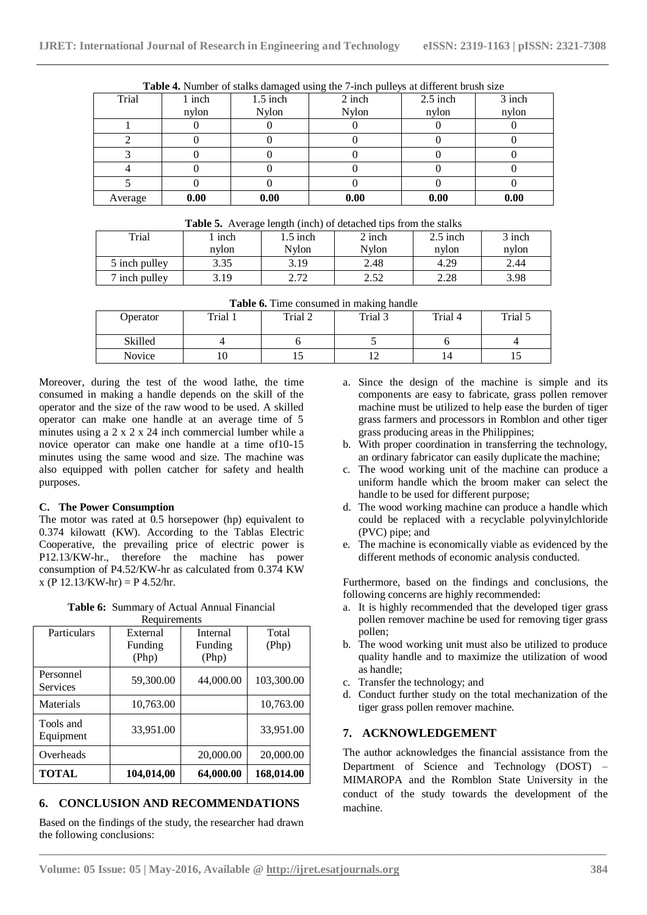**Table 4.** Number of stalks damaged using the 7-inch pulleys at different brush size

| Trial | 1 inch nylon | 1.5 inch Nylon | 2 inch Nylon | 2.5 inch nylon | 3 inch nylon |
|---|---|---|---|---|---|
| 1 | 0 | 0 | 0 | 0 | 0 |
| 2 | 0 | 0 | 0 | 0 | 0 |
| 3 | 0 | 0 | 0 | 0 | 0 |
| 4 | 0 | 0 | 0 | 0 | 0 |
| 5 | 0 | 0 | 0 | 0 | 0 |
| Average | **0.00** | **0.00** | **0.00** | **0.00** | **0.00** |

**Table 5.** Average length (inch) of detached tips from the stalks

| Trial | 1 inch nylon | 1.5 inch Nylon | 2 inch Nylon | 2.5 inch nylon | 3 inch nylon |
|---|---|---|---|---|---|
| 5 inch pulley | 3.35 | 3.19 | 2.48 | 4.29 | 2.44 |
| 7 inch pulley | 3.19 | 2.72 | 2.52 | 2.28 | 3.98 |

**Table 6.** Time consumed in making handle

| Operator | Trial 1 | Trial 2 | Trial 3 | Trial 4 | Trial 5 |
|---|---|---|---|---|---|
| Skilled | 4 | 6 | 5 | 6 | 4 |
| Novice | 10 | 15 | 12 | 14 | 15 |

Moreover, during the test of the wood lathe, the time consumed in making a handle depends on the skill of the operator and the size of the raw wood to be used. A skilled operator can make one handle at an average time of 5 minutes using a 2 x 2 x 24 inch commercial lumber while a novice operator can make one handle at a time of10-15 minutes using the same wood and size. The machine was also equipped with pollen catcher for safety and health purposes.

### C. The Power Consumption

The motor was rated at 0.5 horsepower (hp) equivalent to 0.374 kilowatt (KW). According to the Tablas Electric Cooperative, the prevailing price of electric power is P12.13/KW-hr., therefore the machine has power consumption of P4.52/KW-hr as calculated from 0.374 KW x (P 12.13/KW-hr) = P 4.52/hr.

**Table 6:** Summary of Actual Annual Financial Requirements

| Particulars | External Funding (Php) | Internal Funding (Php) | Total (Php) |
|---|---|---|---|
| Personnel Services | 59,300.00 | 44,000.00 | 103,300.00 |
| Materials | 10,763.00 | | 10,763.00 |
| Tools and Equipment | 33,951.00 | | 33,951.00 |
| Overheads | | 20,000.00 | 20,000.00 |
| **TOTAL** | **104,014,00** | **64,000.00** | **168,014.00** |

## 6. CONCLUSION AND RECOMMENDATIONS

Based on the findings of the study, the researcher had drawn the following conclusions:

a. Since the design of the machine is simple and its components are easy to fabricate, grass pollen remover machine must be utilized to help ease the burden of tiger grass farmers and processors in Romblon and other tiger grass producing areas in the Philippines;
b. With proper coordination in transferring the technology, an ordinary fabricator can easily duplicate the machine;
c. The wood working unit of the machine can produce a uniform handle which the broom maker can select the handle to be used for different purpose;
d. The wood working machine can produce a handle which could be replaced with a recyclable polyvinylchloride (PVC) pipe; and
e. The machine is economically viable as evidenced by the different methods of economic analysis conducted.

Furthermore, based on the findings and conclusions, the following concerns are highly recommended:

a. It is highly recommended that the developed tiger grass pollen remover machine be used for removing tiger grass pollen;
b. The wood working unit must also be utilized to produce quality handle and to maximize the utilization of wood as handle;
c. Transfer the technology; and
d. Conduct further study on the total mechanization of the tiger grass pollen remover machine.

## 7. ACKNOWLEDGEMENT

The author acknowledges the financial assistance from the Department of Science and Technology (DOST) – MIMAROPA and the Romblon State University in the conduct of the study towards the development of the machine.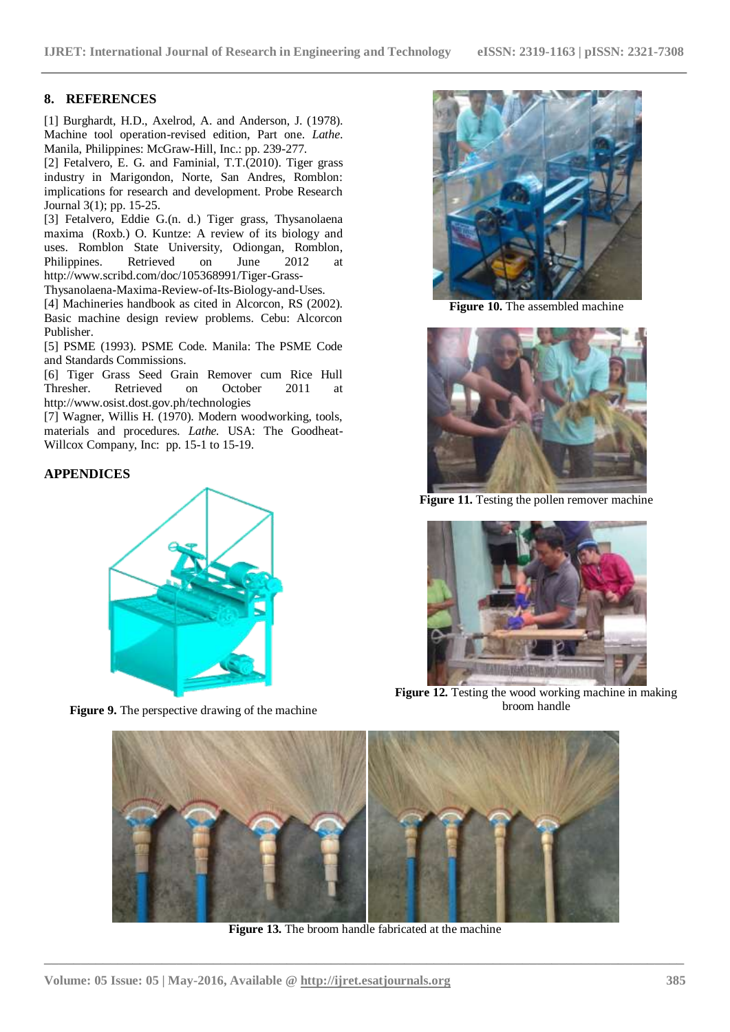## 8. REFERENCES

[1] Burghardt, H.D., Axelrod, A. and Anderson, J. (1978). Machine tool operation-revised edition, Part one. *Lathe*. Manila, Philippines: McGraw-Hill, Inc.: pp. 239-277.

[2] Fetalvero, E. G. and Faminial, T.T.(2010). Tiger grass industry in Marigondon, Norte, San Andres, Romblon: implications for research and development. Probe Research Journal 3(1); pp. 15-25.

[3] Fetalvero, Eddie G.(n. d.) Tiger grass, Thysanolaena maxima (Roxb.) O. Kuntze: A review of its biology and uses. Romblon State University, Odiongan, Romblon, Philippines. Retrieved on June 2012 at http://www.scribd.com/doc/105368991/Tiger-Grass-Thysanolaena-Maxima-Review-of-Its-Biology-and-Uses.

[4] Machineries handbook as cited in Alcorcon, RS (2002). Basic machine design review problems. Cebu: Alcorcon Publisher.

[5] PSME (1993). PSME Code. Manila: The PSME Code and Standards Commissions.

[6] Tiger Grass Seed Grain Remover cum Rice Hull Thresher. Retrieved on October 2011 at http://www.osist.dost.gov.ph/technologies

[7] Wagner, Willis H. (1970). Modern woodworking, tools, materials and procedures. *Lathe*. USA: The Goodheat-Willcox Company, Inc: pp. 15-1 to 15-19.

## APPENDICES

**Figure 9.** The perspective drawing of the machine

**Figure 10.** The assembled machine

**Figure 11.** Testing the pollen remover machine

**Figure 12.** Testing the wood working machine in making broom handle

**Figure 13.** The broom handle fabricated at the machine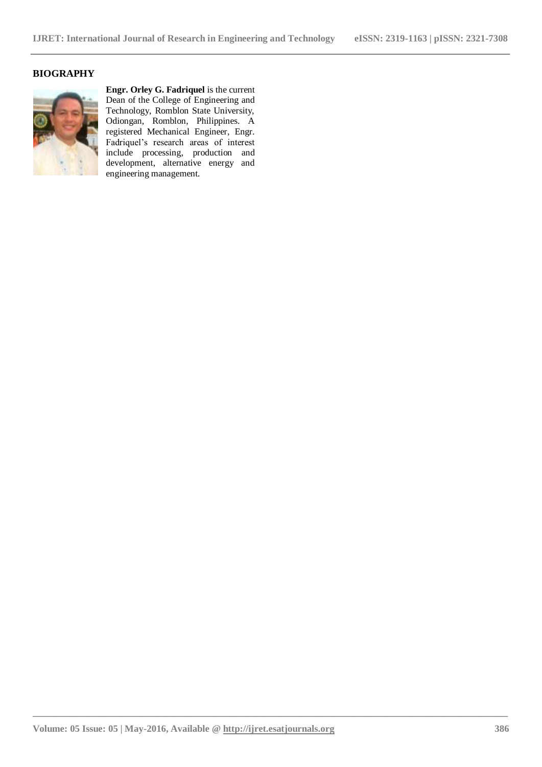## BIOGRAPHY

**Engr. Orley G. Fadriquel** is the current Dean of the College of Engineering and Technology, Romblon State University, Odiongan, Romblon, Philippines. A registered Mechanical Engineer, Engr. Fadriquel's research areas of interest include processing, production and development, alternative energy and engineering management.